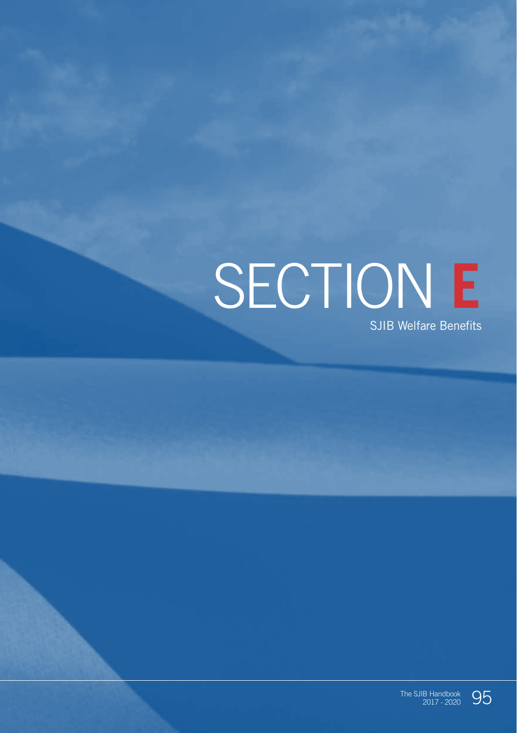# SECTION E

SJIB Welfare Benefits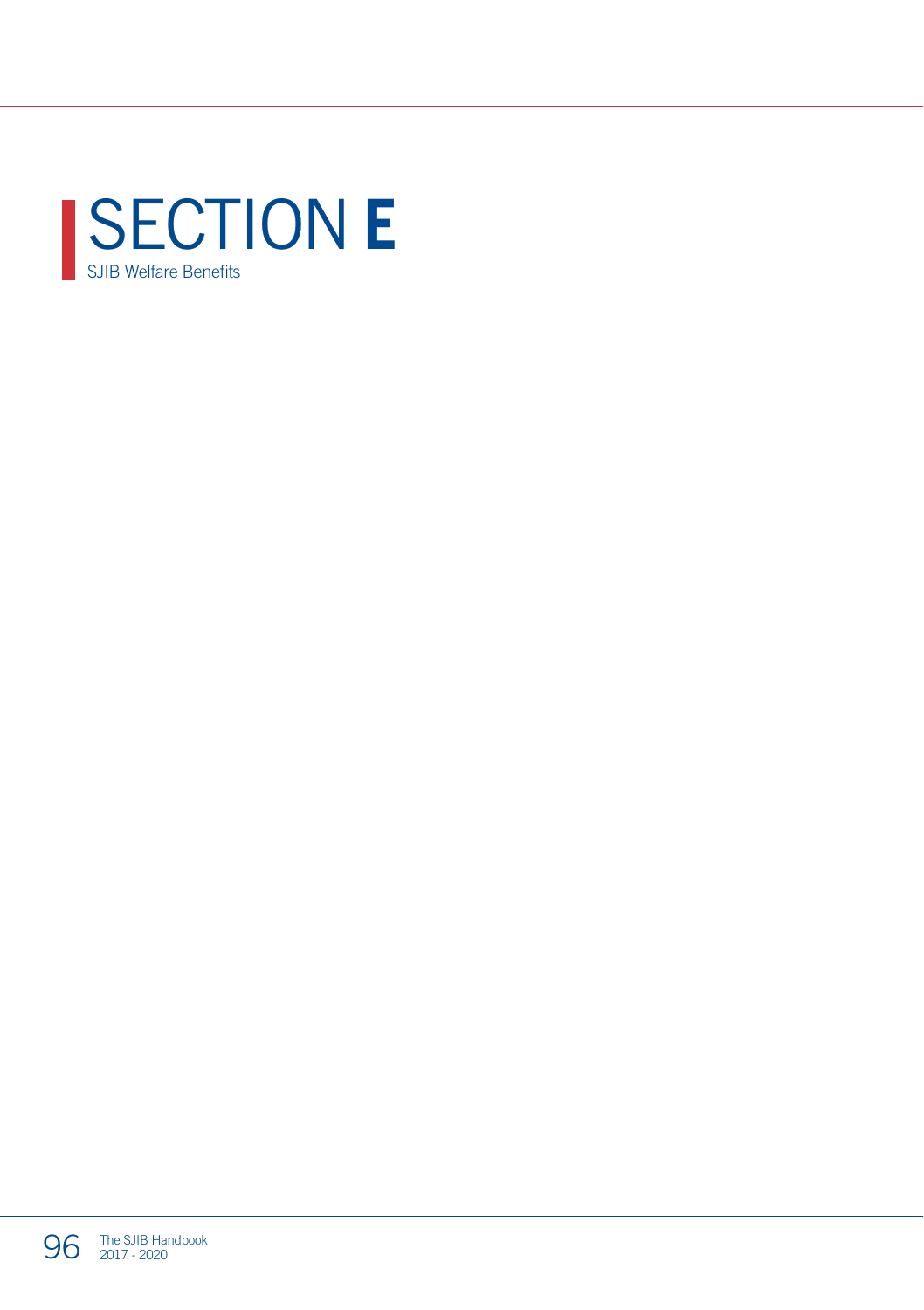# SECTION E

SJIB Welfare Benefits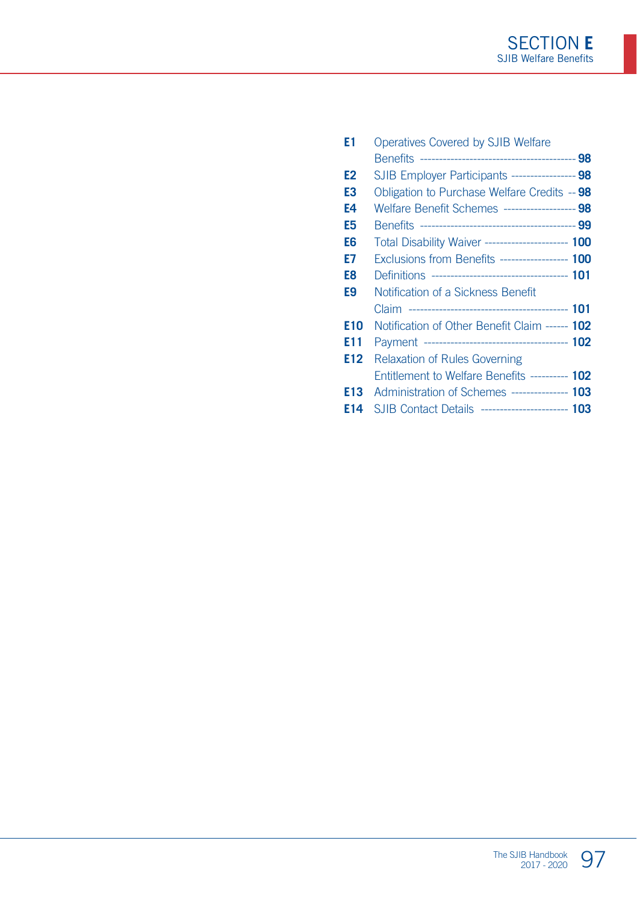# SECTION E

## SJIB Welfare Benefits

| | | |
|---|---|---|
| **E1** | Operatives Covered by SJIB Welfare Benefits | **98** |
| **E2** | SJIB Employer Participants | **98** |
| **E3** | Obligation to Purchase Welfare Credits | **98** |
| **E4** | Welfare Benefit Schemes | **98** |
| **E5** | Benefits | **99** |
| **E6** | Total Disability Waiver | **100** |
| **E7** | Exclusions from Benefits | **100** |
| **E8** | Definitions | **101** |
| **E9** | Notification of a Sickness Benefit Claim | **101** |
| **E10** | Notification of Other Benefit Claim | **102** |
| **E11** | Payment | **102** |
| **E12** | Relaxation of Rules Governing Entitlement to Welfare Benefits | **102** |
| **E13** | Administration of Schemes | **103** |
| **E14** | SJIB Contact Details | **103** |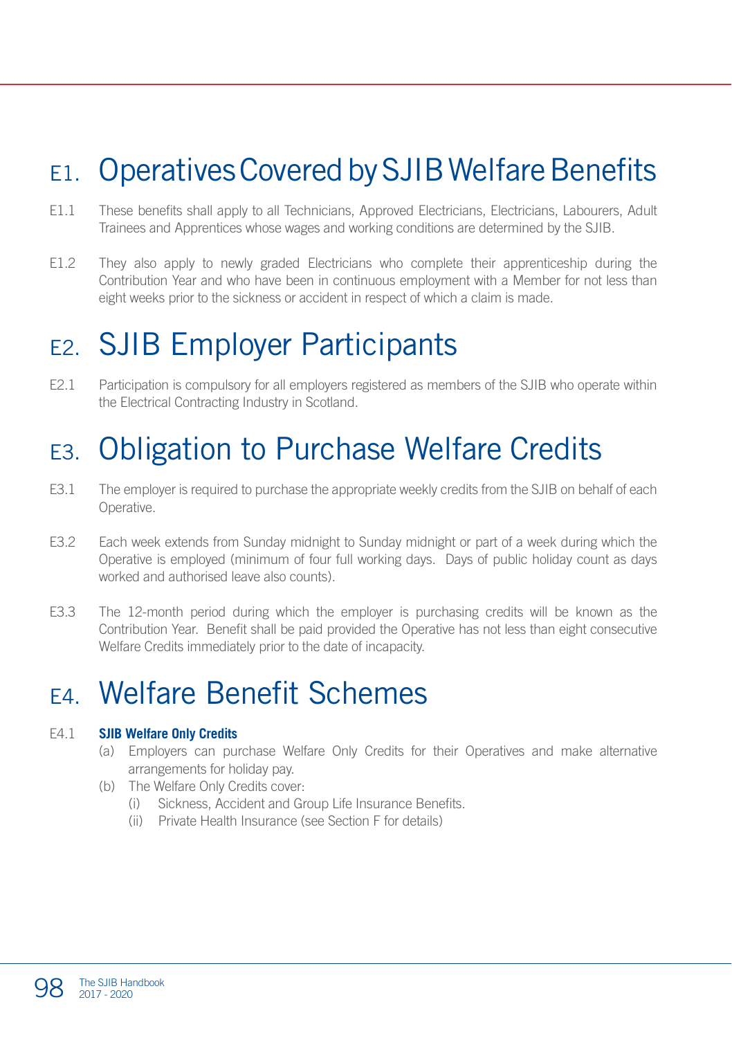# E1. Operatives Covered by SJIB Welfare Benefits

E1.1 These benefits shall apply to all Technicians, Approved Electricians, Electricians, Labourers, Adult Trainees and Apprentices whose wages and working conditions are determined by the SJIB.

E1.2 They also apply to newly graded Electricians who complete their apprenticeship during the Contribution Year and who have been in continuous employment with a Member for not less than eight weeks prior to the sickness or accident in respect of which a claim is made.

# E2. SJIB Employer Participants

E2.1 Participation is compulsory for all employers registered as members of the SJIB who operate within the Electrical Contracting Industry in Scotland.

# E3. Obligation to Purchase Welfare Credits

E3.1 The employer is required to purchase the appropriate weekly credits from the SJIB on behalf of each Operative.

E3.2 Each week extends from Sunday midnight to Sunday midnight or part of a week during which the Operative is employed (minimum of four full working days. Days of public holiday count as days worked and authorised leave also counts).

E3.3 The 12-month period during which the employer is purchasing credits will be known as the Contribution Year. Benefit shall be paid provided the Operative has not less than eight consecutive Welfare Credits immediately prior to the date of incapacity.

# E4. Welfare Benefit Schemes

E4.1 **SJIB Welfare Only Credits**

(a) Employers can purchase Welfare Only Credits for their Operatives and make alternative arrangements for holiday pay.

(b) The Welfare Only Credits cover:

  (i) Sickness, Accident and Group Life Insurance Benefits.

  (ii) Private Health Insurance (see Section F for details)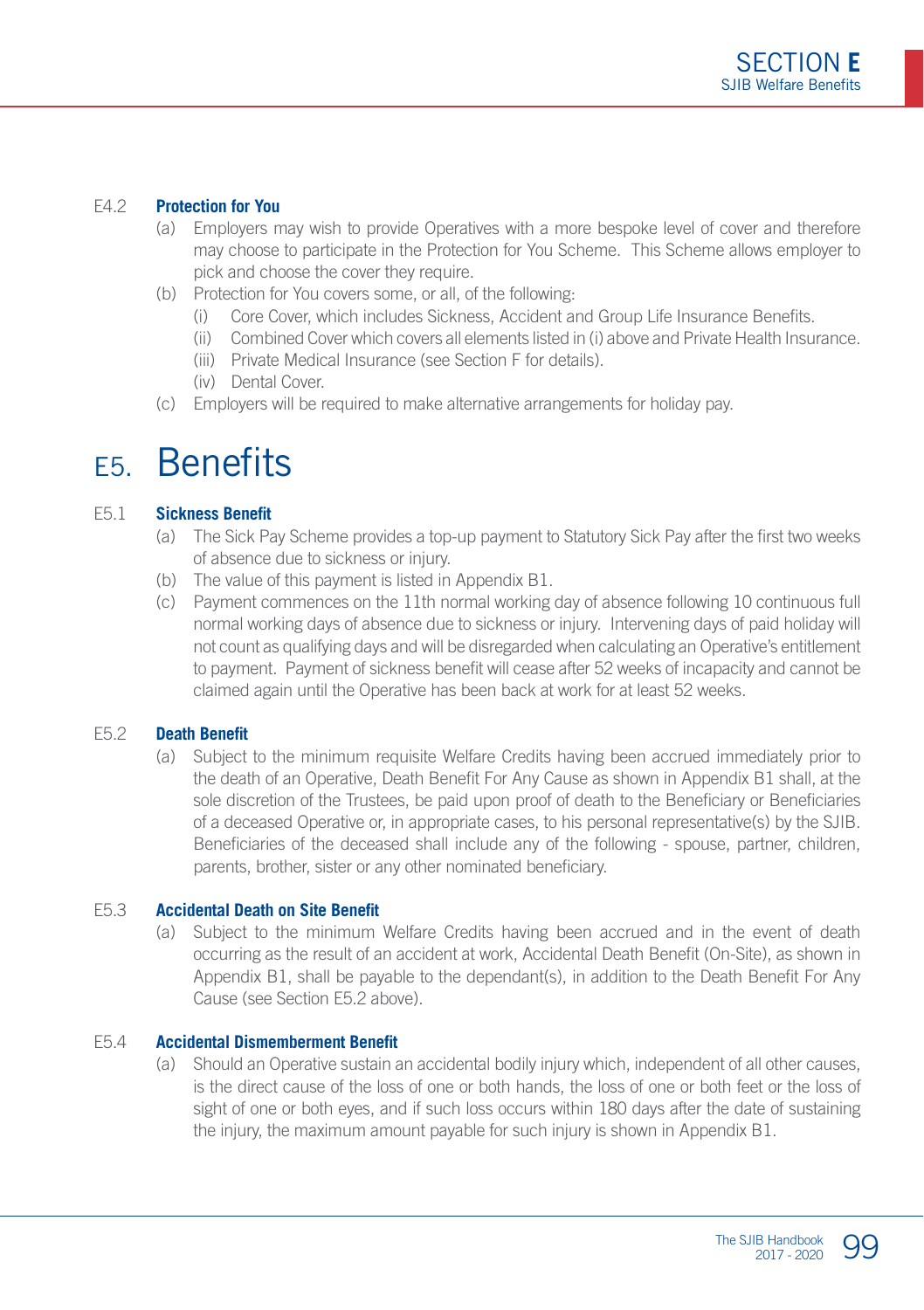### E4.2 Protection for You

(a) Employers may wish to provide Operatives with a more bespoke level of cover and therefore may choose to participate in the Protection for You Scheme. This Scheme allows employer to pick and choose the cover they require.

(b) Protection for You covers some, or all, of the following:

  (i) Core Cover, which includes Sickness, Accident and Group Life Insurance Benefits.

  (ii) Combined Cover which covers all elements listed in (i) above and Private Health Insurance.

  (iii) Private Medical Insurance (see Section F for details).

  (iv) Dental Cover.

(c) Employers will be required to make alternative arrangements for holiday pay.

# E5. Benefits

### E5.1 Sickness Benefit

(a) The Sick Pay Scheme provides a top-up payment to Statutory Sick Pay after the first two weeks of absence due to sickness or injury.

(b) The value of this payment is listed in Appendix B1.

(c) Payment commences on the 11th normal working day of absence following 10 continuous full normal working days of absence due to sickness or injury. Intervening days of paid holiday will not count as qualifying days and will be disregarded when calculating an Operative's entitlement to payment. Payment of sickness benefit will cease after 52 weeks of incapacity and cannot be claimed again until the Operative has been back at work for at least 52 weeks.

### E5.2 Death Benefit

(a) Subject to the minimum requisite Welfare Credits having been accrued immediately prior to the death of an Operative, Death Benefit For Any Cause as shown in Appendix B1 shall, at the sole discretion of the Trustees, be paid upon proof of death to the Beneficiary or Beneficiaries of a deceased Operative or, in appropriate cases, to his personal representative(s) by the SJIB. Beneficiaries of the deceased shall include any of the following - spouse, partner, children, parents, brother, sister or any other nominated beneficiary.

### E5.3 Accidental Death on Site Benefit

(a) Subject to the minimum Welfare Credits having been accrued and in the event of death occurring as the result of an accident at work, Accidental Death Benefit (On-Site), as shown in Appendix B1, shall be payable to the dependant(s), in addition to the Death Benefit For Any Cause (see Section E5.2 above).

### E5.4 Accidental Dismemberment Benefit

(a) Should an Operative sustain an accidental bodily injury which, independent of all other causes, is the direct cause of the loss of one or both hands, the loss of one or both feet or the loss of sight of one or both eyes, and if such loss occurs within 180 days after the date of sustaining the injury, the maximum amount payable for such injury is shown in Appendix B1.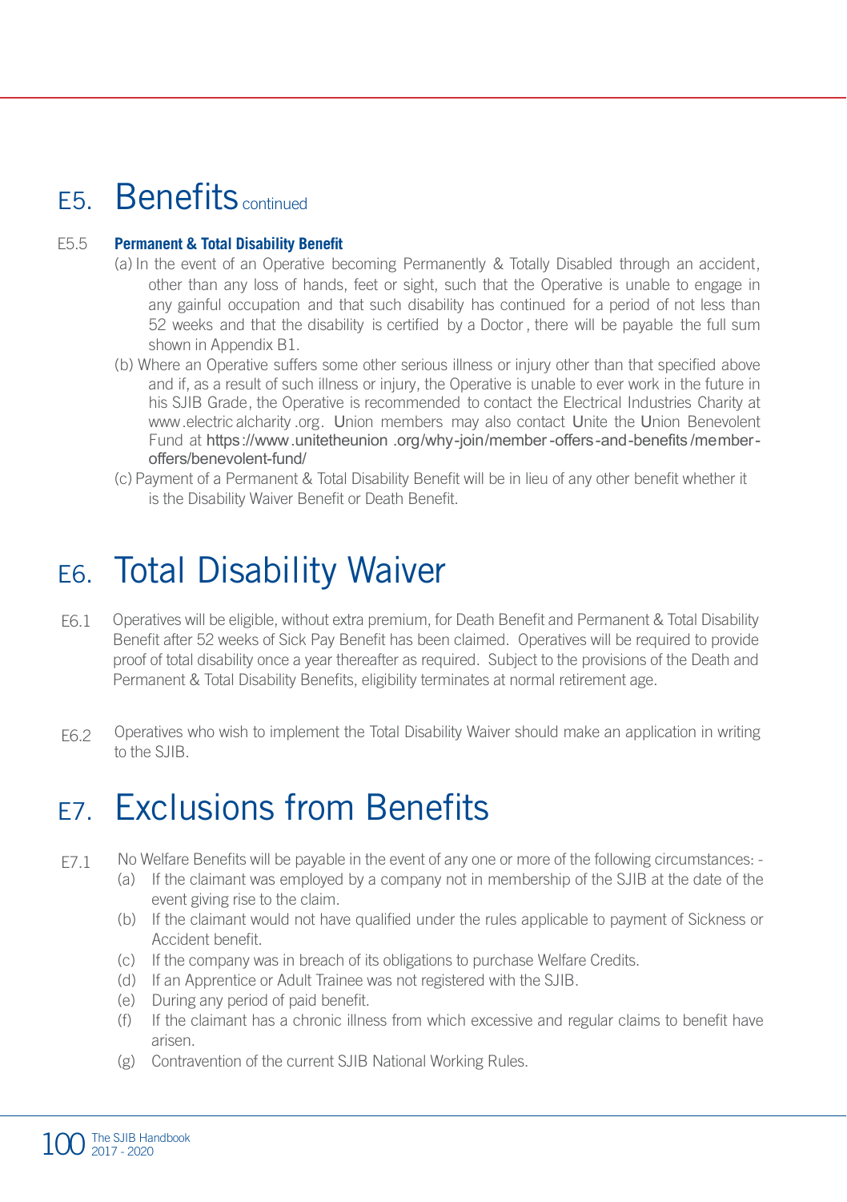# E5. Benefits continued

E5.5 **Permanent & Total Disability Benefit**

(a) In the event of an Operative becoming Permanently & Totally Disabled through an accident, other than any loss of hands, feet or sight, such that the Operative is unable to engage in any gainful occupation and that such disability has continued for a period of not less than 52 weeks and that the disability is certified by a Doctor, there will be payable the full sum shown in Appendix B1.

(b) Where an Operative suffers some other serious illness or injury other than that specified above and if, as a result of such illness or injury, the Operative is unable to ever work in the future in his SJIB Grade, the Operative is recommended to contact the Electrical Industries Charity at www.electricalcharity.org. Union members may also contact Unite the Union Benevolent Fund at https://www.unitetheunion.org/why-join/member-offers-and-benefits/member-offers/benevolent-fund/

(c) Payment of a Permanent & Total Disability Benefit will be in lieu of any other benefit whether it is the Disability Waiver Benefit or Death Benefit.

# E6. Total Disability Waiver

E6.1 Operatives will be eligible, without extra premium, for Death Benefit and Permanent & Total Disability Benefit after 52 weeks of Sick Pay Benefit has been claimed. Operatives will be required to provide proof of total disability once a year thereafter as required. Subject to the provisions of the Death and Permanent & Total Disability Benefits, eligibility terminates at normal retirement age.

E6.2 Operatives who wish to implement the Total Disability Waiver should make an application in writing to the SJIB.

# E7. Exclusions from Benefits

E7.1 No Welfare Benefits will be payable in the event of any one or more of the following circumstances: -

(a) If the claimant was employed by a company not in membership of the SJIB at the date of the event giving rise to the claim.

(b) If the claimant would not have qualified under the rules applicable to payment of Sickness or Accident benefit.

(c) If the company was in breach of its obligations to purchase Welfare Credits.

(d) If an Apprentice or Adult Trainee was not registered with the SJIB.

(e) During any period of paid benefit.

(f) If the claimant has a chronic illness from which excessive and regular claims to benefit have arisen.

(g) Contravention of the current SJIB National Working Rules.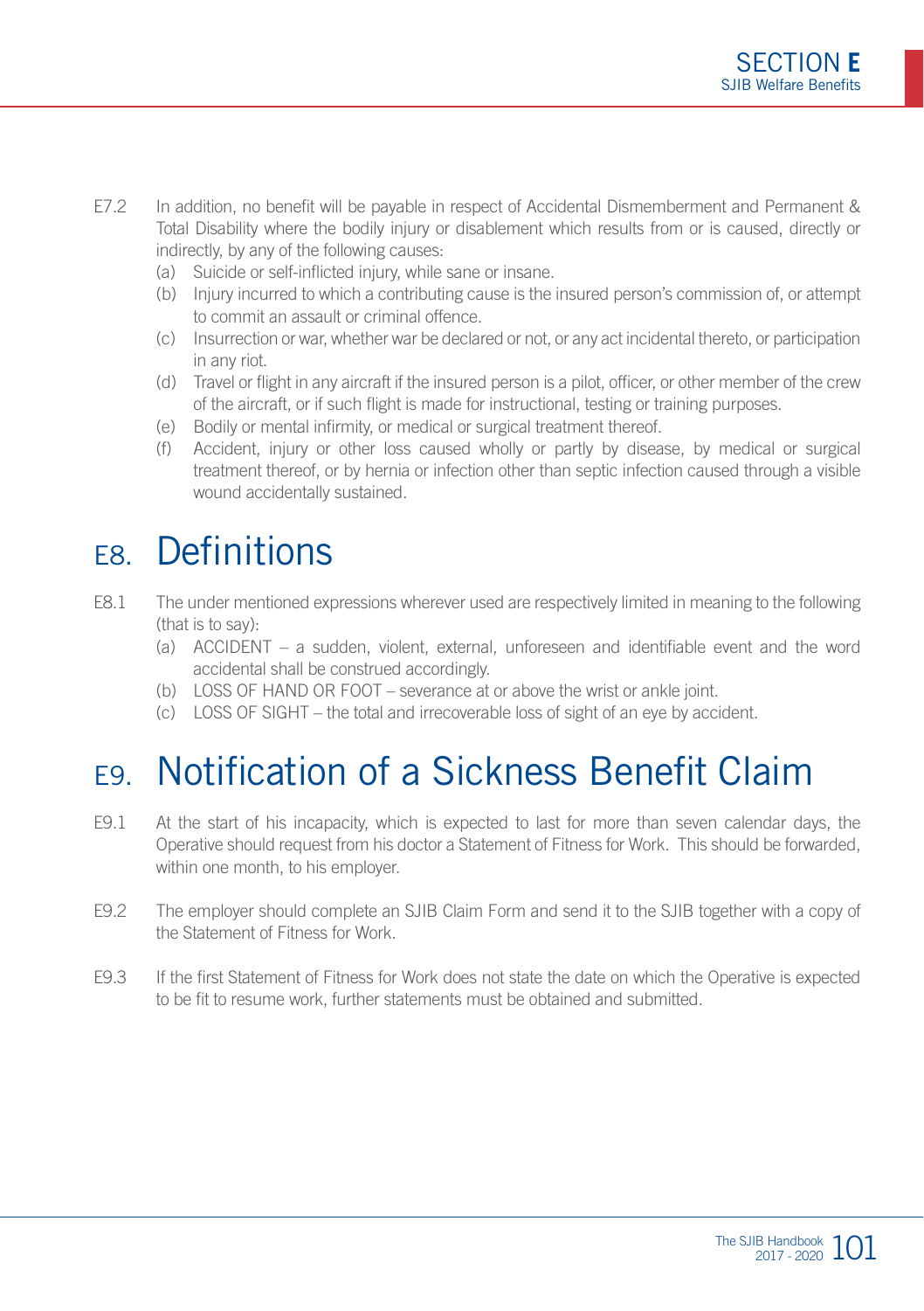E7.2 In addition, no benefit will be payable in respect of Accidental Dismemberment and Permanent & Total Disability where the bodily injury or disablement which results from or is caused, directly or indirectly, by any of the following causes:

(a) Suicide or self-inflicted injury, while sane or insane.

(b) Injury incurred to which a contributing cause is the insured person's commission of, or attempt to commit an assault or criminal offence.

(c) Insurrection or war, whether war be declared or not, or any act incidental thereto, or participation in any riot.

(d) Travel or flight in any aircraft if the insured person is a pilot, officer, or other member of the crew of the aircraft, or if such flight is made for instructional, testing or training purposes.

(e) Bodily or mental infirmity, or medical or surgical treatment thereof.

(f) Accident, injury or other loss caused wholly or partly by disease, by medical or surgical treatment thereof, or by hernia or infection other than septic infection caused through a visible wound accidentally sustained.

# E8. Definitions

E8.1 The under mentioned expressions wherever used are respectively limited in meaning to the following (that is to say):

(a) ACCIDENT – a sudden, violent, external, unforeseen and identifiable event and the word accidental shall be construed accordingly.

(b) LOSS OF HAND OR FOOT – severance at or above the wrist or ankle joint.

(c) LOSS OF SIGHT – the total and irrecoverable loss of sight of an eye by accident.

# E9. Notification of a Sickness Benefit Claim

E9.1 At the start of his incapacity, which is expected to last for more than seven calendar days, the Operative should request from his doctor a Statement of Fitness for Work. This should be forwarded, within one month, to his employer.

E9.2 The employer should complete an SJIB Claim Form and send it to the SJIB together with a copy of the Statement of Fitness for Work.

E9.3 If the first Statement of Fitness for Work does not state the date on which the Operative is expected to be fit to resume work, further statements must be obtained and submitted.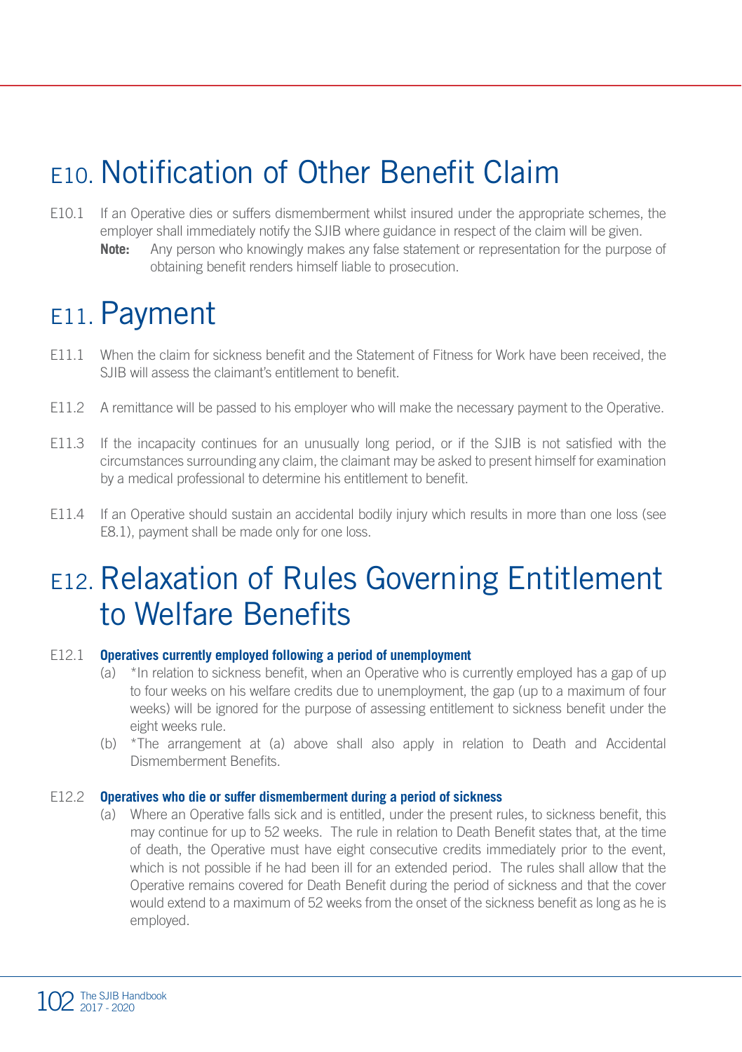# E10. Notification of Other Benefit Claim

E10.1 If an Operative dies or suffers dismemberment whilst insured under the appropriate schemes, the employer shall immediately notify the SJIB where guidance in respect of the claim will be given.

**Note:** Any person who knowingly makes any false statement or representation for the purpose of obtaining benefit renders himself liable to prosecution.

# E11. Payment

E11.1 When the claim for sickness benefit and the Statement of Fitness for Work have been received, the SJIB will assess the claimant's entitlement to benefit.

E11.2 A remittance will be passed to his employer who will make the necessary payment to the Operative.

E11.3 If the incapacity continues for an unusually long period, or if the SJIB is not satisfied with the circumstances surrounding any claim, the claimant may be asked to present himself for examination by a medical professional to determine his entitlement to benefit.

E11.4 If an Operative should sustain an accidental bodily injury which results in more than one loss (see E8.1), payment shall be made only for one loss.

# E12. Relaxation of Rules Governing Entitlement to Welfare Benefits

E12.1 **Operatives currently employed following a period of unemployment**

(a) *In relation to sickness benefit, when an Operative who is currently employed has a gap of up to four weeks on his welfare credits due to unemployment, the gap (up to a maximum of four weeks) will be ignored for the purpose of assessing entitlement to sickness benefit under the eight weeks rule.

(b) *The arrangement at (a) above shall also apply in relation to Death and Accidental Dismemberment Benefits.

E12.2 **Operatives who die or suffer dismemberment during a period of sickness**

(a) Where an Operative falls sick and is entitled, under the present rules, to sickness benefit, this may continue for up to 52 weeks. The rule in relation to Death Benefit states that, at the time of death, the Operative must have eight consecutive credits immediately prior to the event, which is not possible if he had been ill for an extended period. The rules shall allow that the Operative remains covered for Death Benefit during the period of sickness and that the cover would extend to a maximum of 52 weeks from the onset of the sickness benefit as long as he is employed.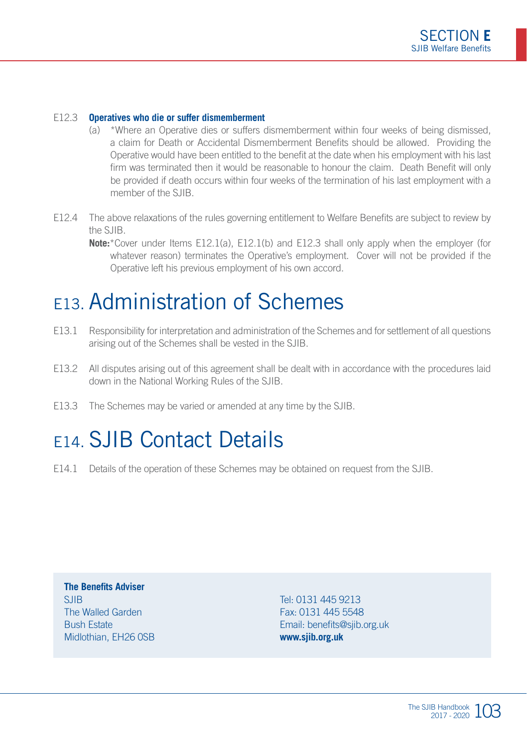E12.3 **Operatives who die or suffer dismemberment**

(a) *Where an Operative dies or suffers dismemberment within four weeks of being dismissed, a claim for Death or Accidental Dismemberment Benefits should be allowed. Providing the Operative would have been entitled to the benefit at the date when his employment with his last firm was terminated then it would be reasonable to honour the claim. Death Benefit will only be provided if death occurs within four weeks of the termination of his last employment with a member of the SJIB.

E12.4 The above relaxations of the rules governing entitlement to Welfare Benefits are subject to review by the SJIB.

**Note:***Cover under Items E12.1(a), E12.1(b) and E12.3 shall only apply when the employer (for whatever reason) terminates the Operative's employment. Cover will not be provided if the Operative left his previous employment of his own accord.

# E13. Administration of Schemes

E13.1 Responsibility for interpretation and administration of the Schemes and for settlement of all questions arising out of the Schemes shall be vested in the SJIB.

E13.2 All disputes arising out of this agreement shall be dealt with in accordance with the procedures laid down in the National Working Rules of the SJIB.

E13.3 The Schemes may be varied or amended at any time by the SJIB.

# E14. SJIB Contact Details

E14.1 Details of the operation of these Schemes may be obtained on request from the SJIB.

**The Benefits Adviser**
SJIB
The Walled Garden
Bush Estate
Midlothian, EH26 0SB

Tel: 0131 445 9213
Fax: 0131 445 5548
Email: benefits@sjib.org.uk
**www.sjib.org.uk**